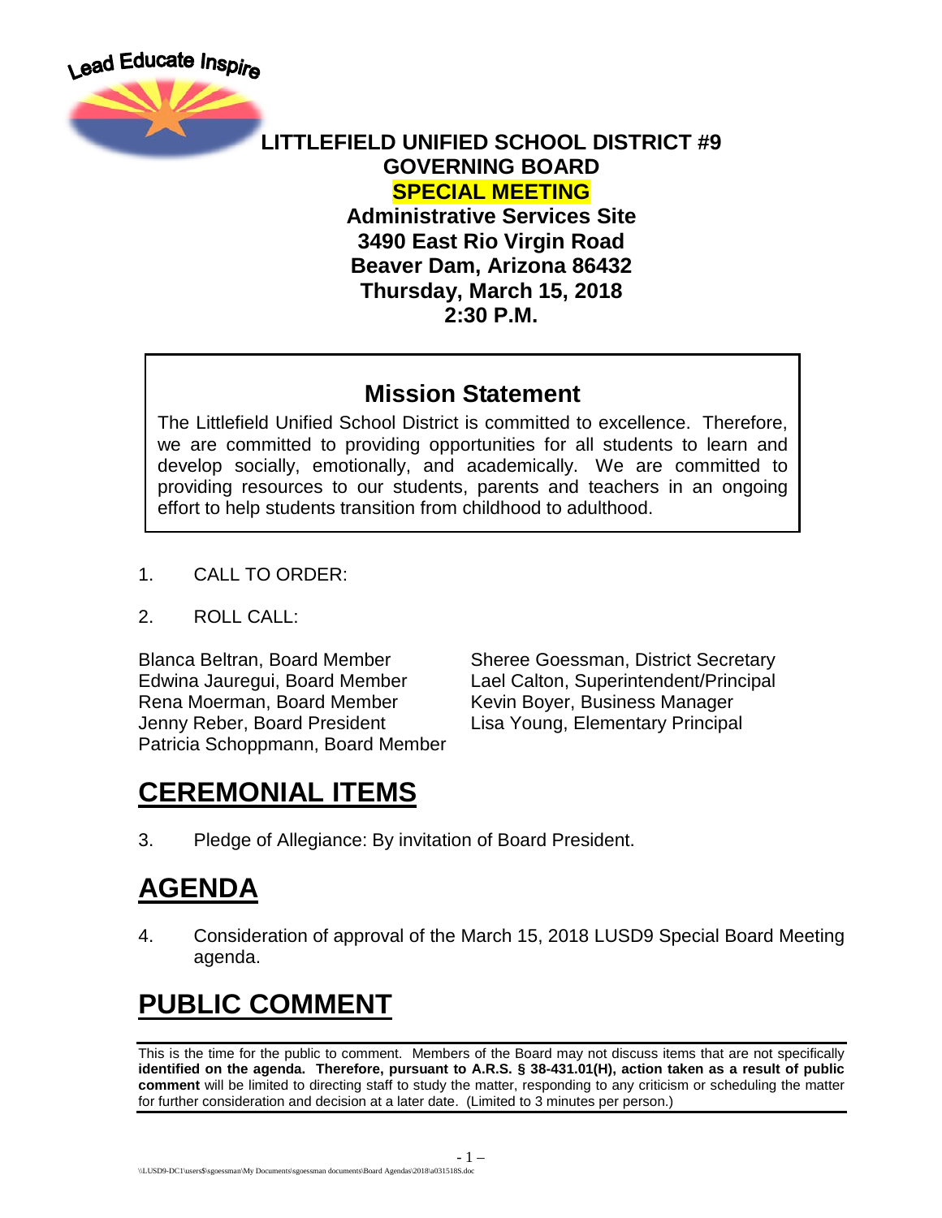Lead Educate Inspire

# LITTLEFIELD UNIFIED SCHOOL DISTRICT #9
# GOVERNING BOARD
# SPECIAL MEETING

**Administrative Services Site**
**3490 East Rio Virgin Road**
**Beaver Dam, Arizona 86432**
**Thursday, March 15, 2018**
**2:30 P.M.**

## Mission Statement

The Littlefield Unified School District is committed to excellence. Therefore, we are committed to providing opportunities for all students to learn and develop socially, emotionally, and academically. We are committed to providing resources to our students, parents and teachers in an ongoing effort to help students transition from childhood to adulthood.

1. CALL TO ORDER:

2. ROLL CALL:

Blanca Beltran, Board Member
Edwina Jauregui, Board Member
Rena Moerman, Board Member
Jenny Reber, Board President
Patricia Schoppmann, Board Member

Sheree Goessman, District Secretary
Lael Calton, Superintendent/Principal
Kevin Boyer, Business Manager
Lisa Young, Elementary Principal

## CEREMONIAL ITEMS

3. Pledge of Allegiance: By invitation of Board President.

## AGENDA

4. Consideration of approval of the March 15, 2018 LUSD9 Special Board Meeting agenda.

## PUBLIC COMMENT

This is the time for the public to comment. Members of the Board may not discuss items that are not specifically **identified on the agenda. Therefore, pursuant to A.R.S. § 38-431.01(H), action taken as a result of public comment** will be limited to directing staff to study the matter, responding to any criticism or scheduling the matter for further consideration and decision at a later date. (Limited to 3 minutes per person.)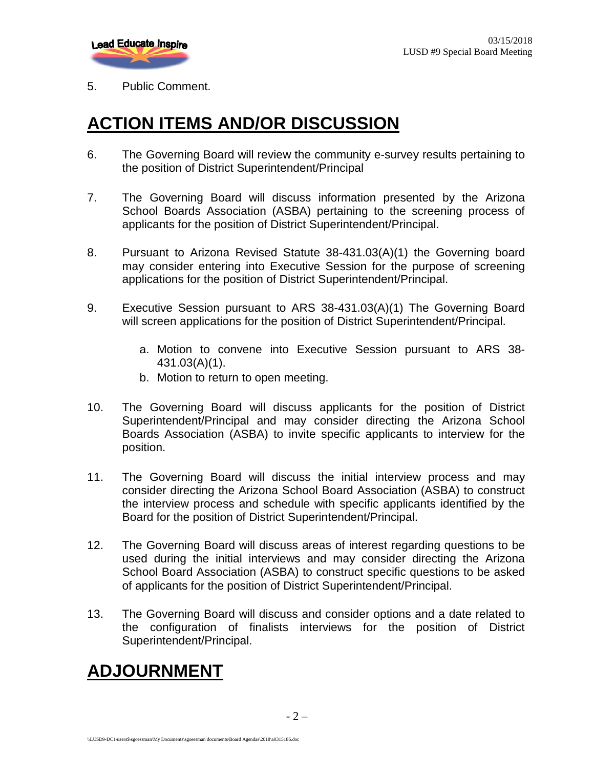5. Public Comment.

# ACTION ITEMS AND/OR DISCUSSION

6. The Governing Board will review the community e-survey results pertaining to the position of District Superintendent/Principal

7. The Governing Board will discuss information presented by the Arizona School Boards Association (ASBA) pertaining to the screening process of applicants for the position of District Superintendent/Principal.

8. Pursuant to Arizona Revised Statute 38-431.03(A)(1) the Governing board may consider entering into Executive Session for the purpose of screening applications for the position of District Superintendent/Principal.

9. Executive Session pursuant to ARS 38-431.03(A)(1) The Governing Board will screen applications for the position of District Superintendent/Principal.

    a. Motion to convene into Executive Session pursuant to ARS 38-431.03(A)(1).
    b. Motion to return to open meeting.

10. The Governing Board will discuss applicants for the position of District Superintendent/Principal and may consider directing the Arizona School Boards Association (ASBA) to invite specific applicants to interview for the position.

11. The Governing Board will discuss the initial interview process and may consider directing the Arizona School Board Association (ASBA) to construct the interview process and schedule with specific applicants identified by the Board for the position of District Superintendent/Principal.

12. The Governing Board will discuss areas of interest regarding questions to be used during the initial interviews and may consider directing the Arizona School Board Association (ASBA) to construct specific questions to be asked of applicants for the position of District Superintendent/Principal.

13. The Governing Board will discuss and consider options and a date related to the configuration of finalists interviews for the position of District Superintendent/Principal.

# ADJOURNMENT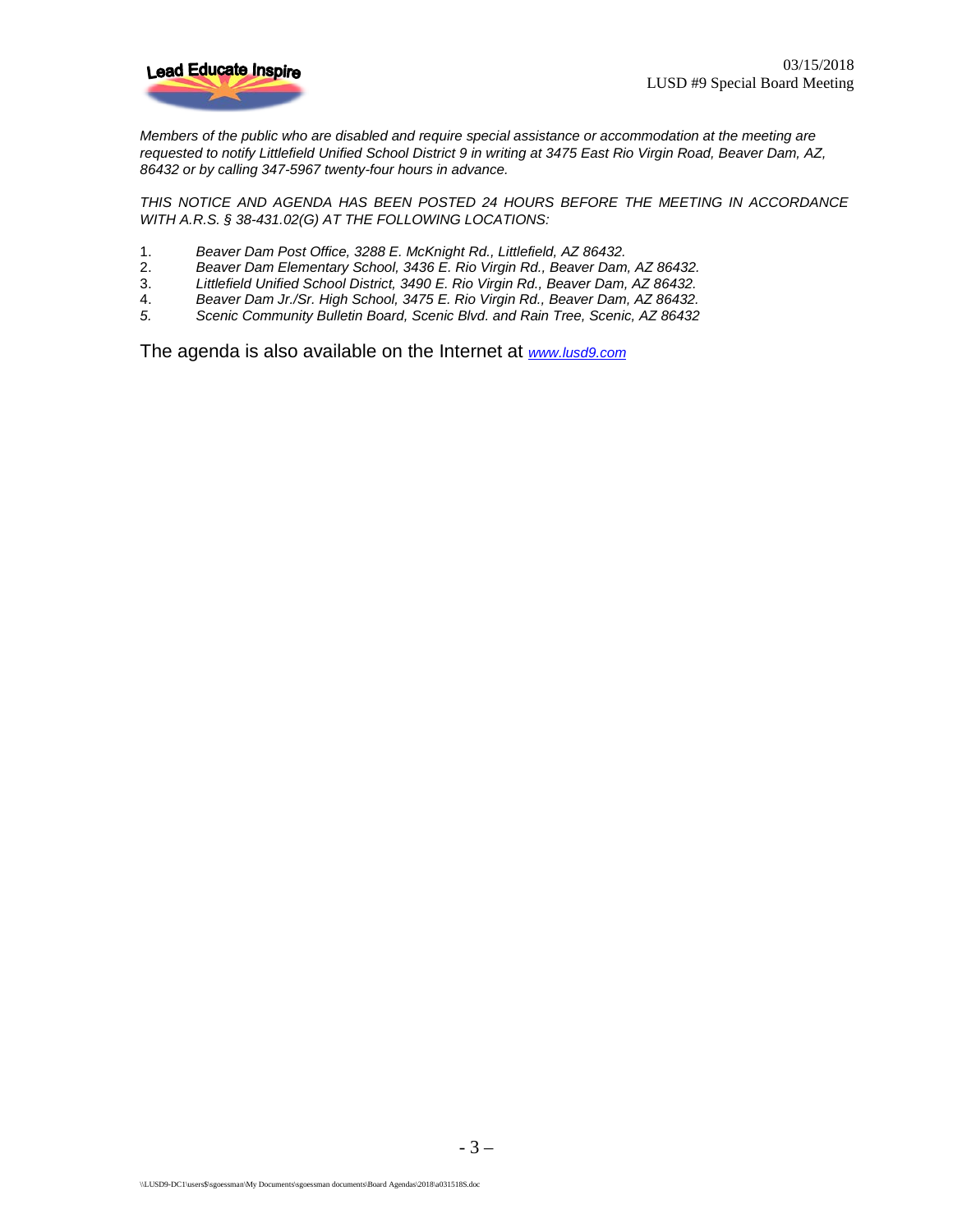*Members of the public who are disabled and require special assistance or accommodation at the meeting are requested to notify Littlefield Unified School District 9 in writing at 3475 East Rio Virgin Road, Beaver Dam, AZ, 86432 or by calling 347-5967 twenty-four hours in advance.*

*THIS NOTICE AND AGENDA HAS BEEN POSTED 24 HOURS BEFORE THE MEETING IN ACCORDANCE WITH A.R.S. § 38-431.02(G) AT THE FOLLOWING LOCATIONS:*

1. *Beaver Dam Post Office, 3288 E. McKnight Rd., Littlefield, AZ 86432.*
2. *Beaver Dam Elementary School, 3436 E. Rio Virgin Rd., Beaver Dam, AZ 86432.*
3. *Littlefield Unified School District, 3490 E. Rio Virgin Rd., Beaver Dam, AZ 86432.*
4. *Beaver Dam Jr./Sr. High School, 3475 E. Rio Virgin Rd., Beaver Dam, AZ 86432.*
5. *Scenic Community Bulletin Board, Scenic Blvd. and Rain Tree, Scenic, AZ 86432*

The agenda is also available on the Internet at *www.lusd9.com*